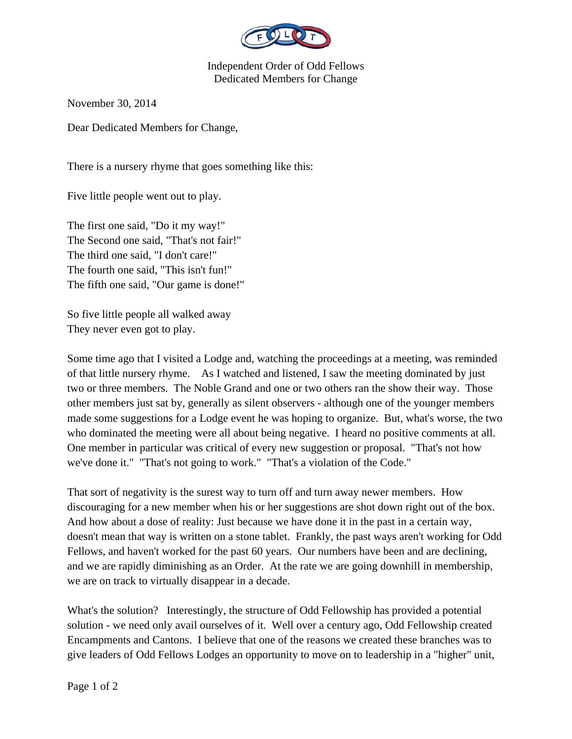Independent Order of Odd Fellows
Dedicated Members for Change

November 30, 2014

Dear Dedicated Members for Change,

There is a nursery rhyme that goes something like this:

Five little people went out to play.

The first one said, "Do it my way!"
The Second one said, "That's not fair!"
The third one said, "I don't care!"
The fourth one said, "This isn't fun!"
The fifth one said, "Our game is done!"

So five little people all walked away
They never even got to play.

Some time ago that I visited a Lodge and, watching the proceedings at a meeting, was reminded of that little nursery rhyme. As I watched and listened, I saw the meeting dominated by just two or three members. The Noble Grand and one or two others ran the show their way. Those other members just sat by, generally as silent observers - although one of the younger members made some suggestions for a Lodge event he was hoping to organize. But, what's worse, the two who dominated the meeting were all about being negative. I heard no positive comments at all. One member in particular was critical of every new suggestion or proposal. "That's not how we've done it." "That's not going to work." "That's a violation of the Code."

That sort of negativity is the surest way to turn off and turn away newer members. How discouraging for a new member when his or her suggestions are shot down right out of the box. And how about a dose of reality: Just because we have done it in the past in a certain way, doesn't mean that way is written on a stone tablet. Frankly, the past ways aren't working for Odd Fellows, and haven't worked for the past 60 years. Our numbers have been and are declining, and we are rapidly diminishing as an Order. At the rate we are going downhill in membership, we are on track to virtually disappear in a decade.

What's the solution? Interestingly, the structure of Odd Fellowship has provided a potential solution - we need only avail ourselves of it. Well over a century ago, Odd Fellowship created Encampments and Cantons. I believe that one of the reasons we created these branches was to give leaders of Odd Fellows Lodges an opportunity to move on to leadership in a "higher" unit,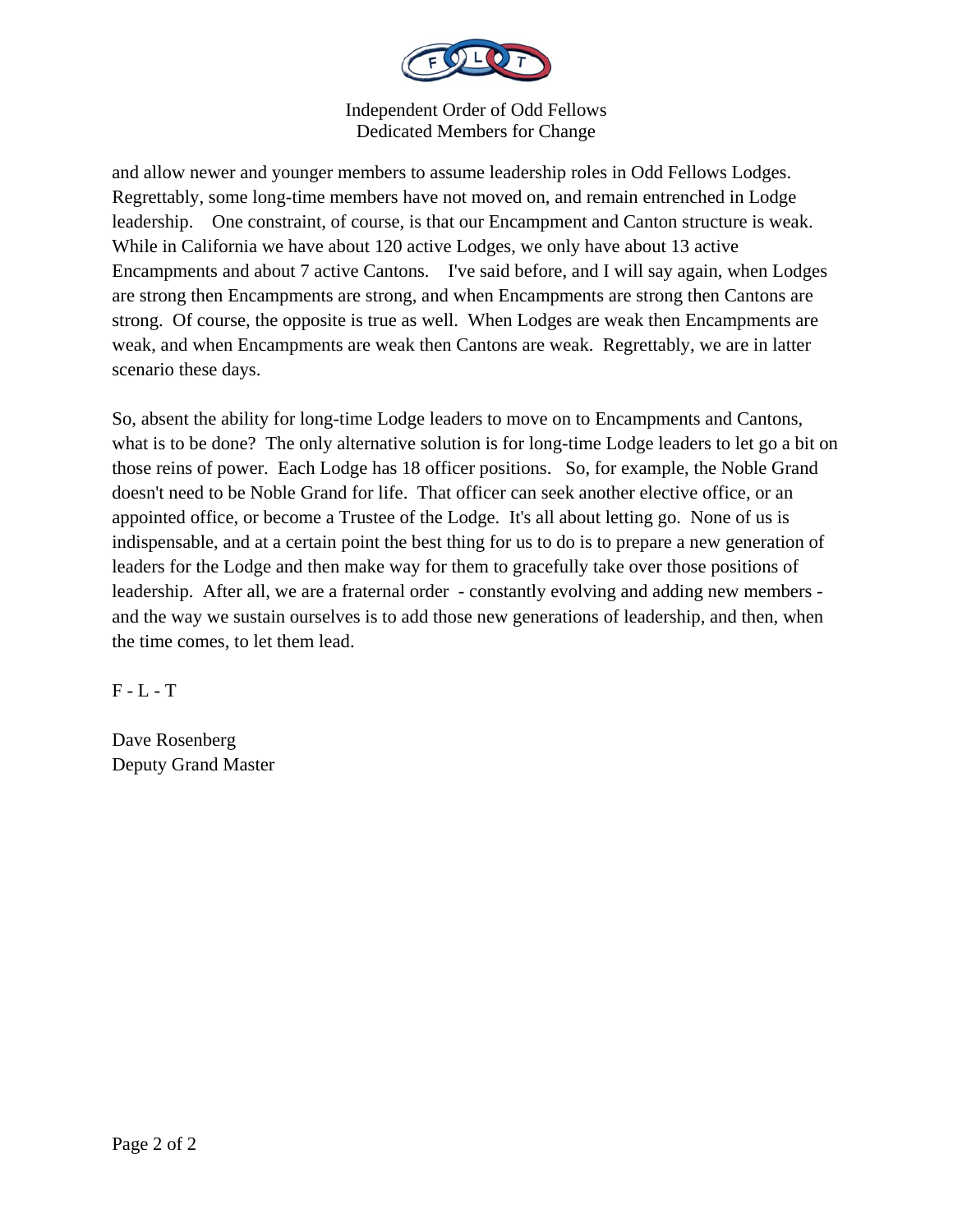and allow newer and younger members to assume leadership roles in Odd Fellows Lodges. Regrettably, some long-time members have not moved on, and remain entrenched in Lodge leadership. One constraint, of course, is that our Encampment and Canton structure is weak. While in California we have about 120 active Lodges, we only have about 13 active Encampments and about 7 active Cantons. I've said before, and I will say again, when Lodges are strong then Encampments are strong, and when Encampments are strong then Cantons are strong. Of course, the opposite is true as well. When Lodges are weak then Encampments are weak, and when Encampments are weak then Cantons are weak. Regrettably, we are in latter scenario these days.

So, absent the ability for long-time Lodge leaders to move on to Encampments and Cantons, what is to be done? The only alternative solution is for long-time Lodge leaders to let go a bit on those reins of power. Each Lodge has 18 officer positions. So, for example, the Noble Grand doesn't need to be Noble Grand for life. That officer can seek another elective office, or an appointed office, or become a Trustee of the Lodge. It's all about letting go. None of us is indispensable, and at a certain point the best thing for us to do is to prepare a new generation of leaders for the Lodge and then make way for them to gracefully take over those positions of leadership. After all, we are a fraternal order - constantly evolving and adding new members - and the way we sustain ourselves is to add those new generations of leadership, and then, when the time comes, to let them lead.

F - L - T

Dave Rosenberg
Deputy Grand Master